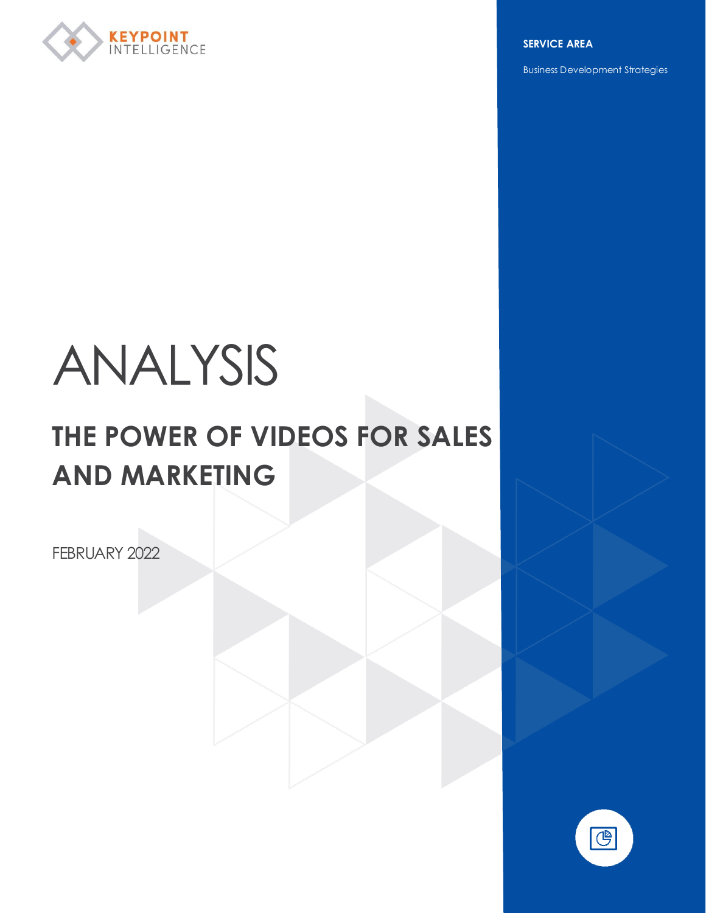KEYPOINT INTELLIGENCE

**SERVICE AREA**

Business Development Strategies

# ANALYSIS

## THE POWER OF VIDEOS FOR SALES AND MARKETING

FEBRUARY 2022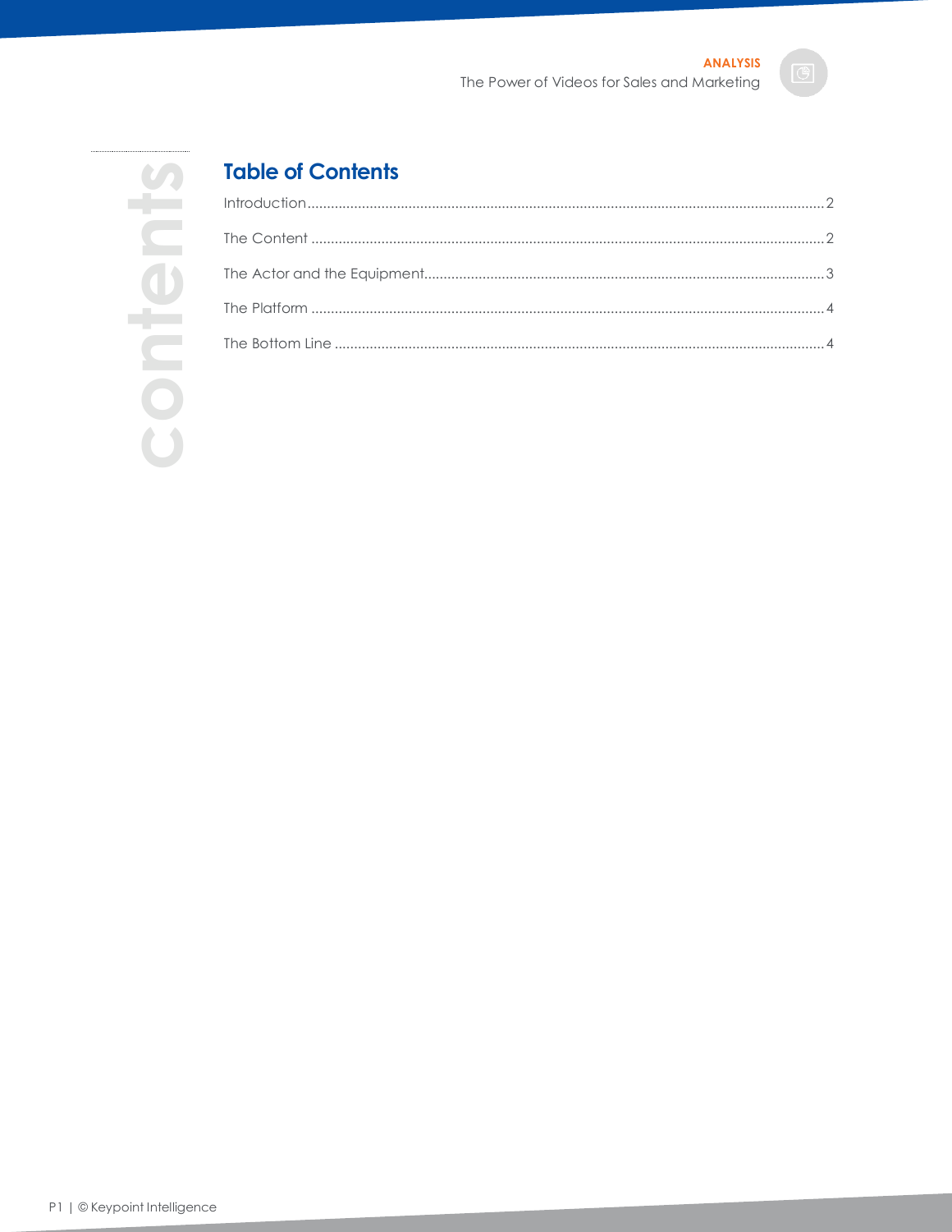## Table of Contents

Introduction...................................................................................................................................2

The Content ...................................................................................................................................2

The Actor and the Equipment.......................................................................................................3

The Platform ...................................................................................................................................4

The Bottom Line .............................................................................................................................4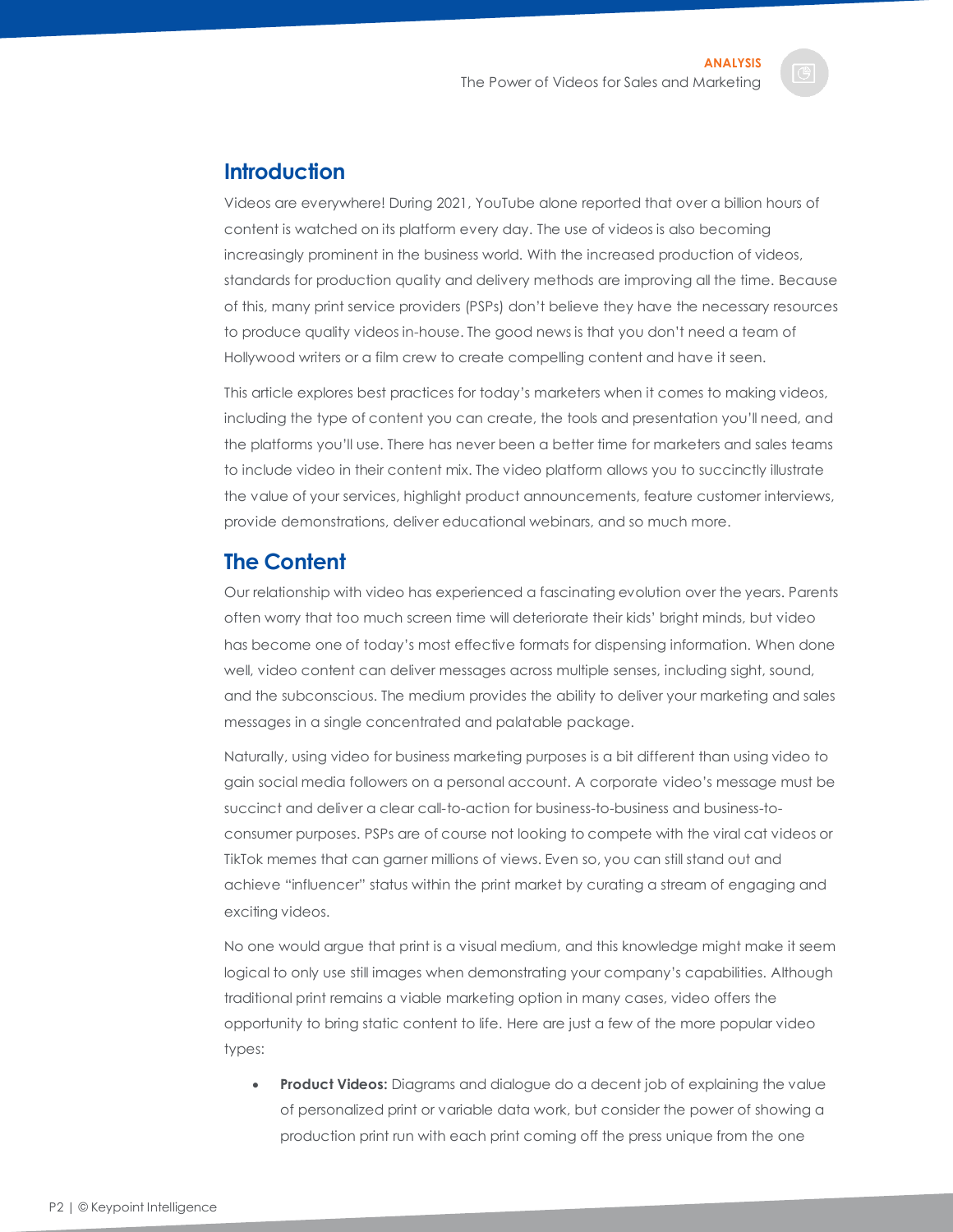## Introduction

Videos are everywhere! During 2021, YouTube alone reported that over a billion hours of content is watched on its platform every day. The use of videos is also becoming increasingly prominent in the business world. With the increased production of videos, standards for production quality and delivery methods are improving all the time. Because of this, many print service providers (PSPs) don't believe they have the necessary resources to produce quality videos in-house. The good news is that you don't need a team of Hollywood writers or a film crew to create compelling content and have it seen.

This article explores best practices for today's marketers when it comes to making videos, including the type of content you can create, the tools and presentation you'll need, and the platforms you'll use. There has never been a better time for marketers and sales teams to include video in their content mix. The video platform allows you to succinctly illustrate the value of your services, highlight product announcements, feature customer interviews, provide demonstrations, deliver educational webinars, and so much more.

## The Content

Our relationship with video has experienced a fascinating evolution over the years. Parents often worry that too much screen time will deteriorate their kids' bright minds, but video has become one of today's most effective formats for dispensing information. When done well, video content can deliver messages across multiple senses, including sight, sound, and the subconscious. The medium provides the ability to deliver your marketing and sales messages in a single concentrated and palatable package.

Naturally, using video for business marketing purposes is a bit different than using video to gain social media followers on a personal account. A corporate video's message must be succinct and deliver a clear call-to-action for business-to-business and business-to-consumer purposes. PSPs are of course not looking to compete with the viral cat videos or TikTok memes that can garner millions of views. Even so, you can still stand out and achieve "influencer" status within the print market by curating a stream of engaging and exciting videos.

No one would argue that print is a visual medium, and this knowledge might make it seem logical to only use still images when demonstrating your company's capabilities. Although traditional print remains a viable marketing option in many cases, video offers the opportunity to bring static content to life. Here are just a few of the more popular video types:

- **Product Videos:** Diagrams and dialogue do a decent job of explaining the value of personalized print or variable data work, but consider the power of showing a production print run with each print coming off the press unique from the one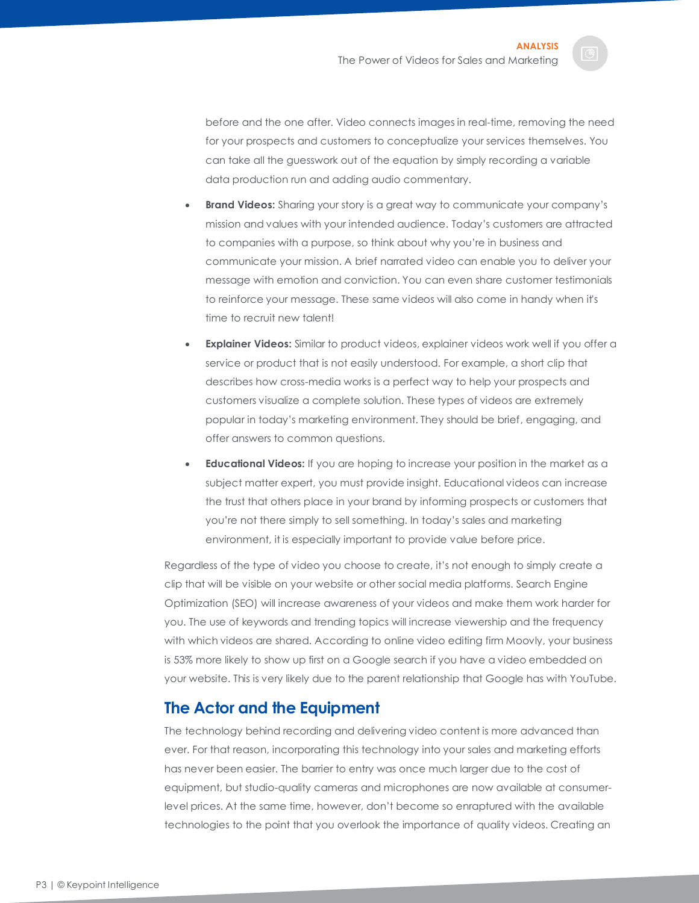before and the one after. Video connects images in real-time, removing the need for your prospects and customers to conceptualize your services themselves. You can take all the guesswork out of the equation by simply recording a variable data production run and adding audio commentary.

- **Brand Videos:** Sharing your story is a great way to communicate your company's mission and values with your intended audience. Today's customers are attracted to companies with a purpose, so think about why you're in business and communicate your mission. A brief narrated video can enable you to deliver your message with emotion and conviction. You can even share customer testimonials to reinforce your message. These same videos will also come in handy when it's time to recruit new talent!
- **Explainer Videos:** Similar to product videos, explainer videos work well if you offer a service or product that is not easily understood. For example, a short clip that describes how cross-media works is a perfect way to help your prospects and customers visualize a complete solution. These types of videos are extremely popular in today's marketing environment. They should be brief, engaging, and offer answers to common questions.
- **Educational Videos:** If you are hoping to increase your position in the market as a subject matter expert, you must provide insight. Educational videos can increase the trust that others place in your brand by informing prospects or customers that you're not there simply to sell something. In today's sales and marketing environment, it is especially important to provide value before price.

Regardless of the type of video you choose to create, it's not enough to simply create a clip that will be visible on your website or other social media platforms. Search Engine Optimization (SEO) will increase awareness of your videos and make them work harder for you. The use of keywords and trending topics will increase viewership and the frequency with which videos are shared. According to online video editing firm Moovly, your business is 53% more likely to show up first on a Google search if you have a video embedded on your website. This is very likely due to the parent relationship that Google has with YouTube.

## The Actor and the Equipment

The technology behind recording and delivering video content is more advanced than ever. For that reason, incorporating this technology into your sales and marketing efforts has never been easier. The barrier to entry was once much larger due to the cost of equipment, but studio-quality cameras and microphones are now available at consumer-level prices. At the same time, however, don't become so enraptured with the available technologies to the point that you overlook the importance of quality videos. Creating an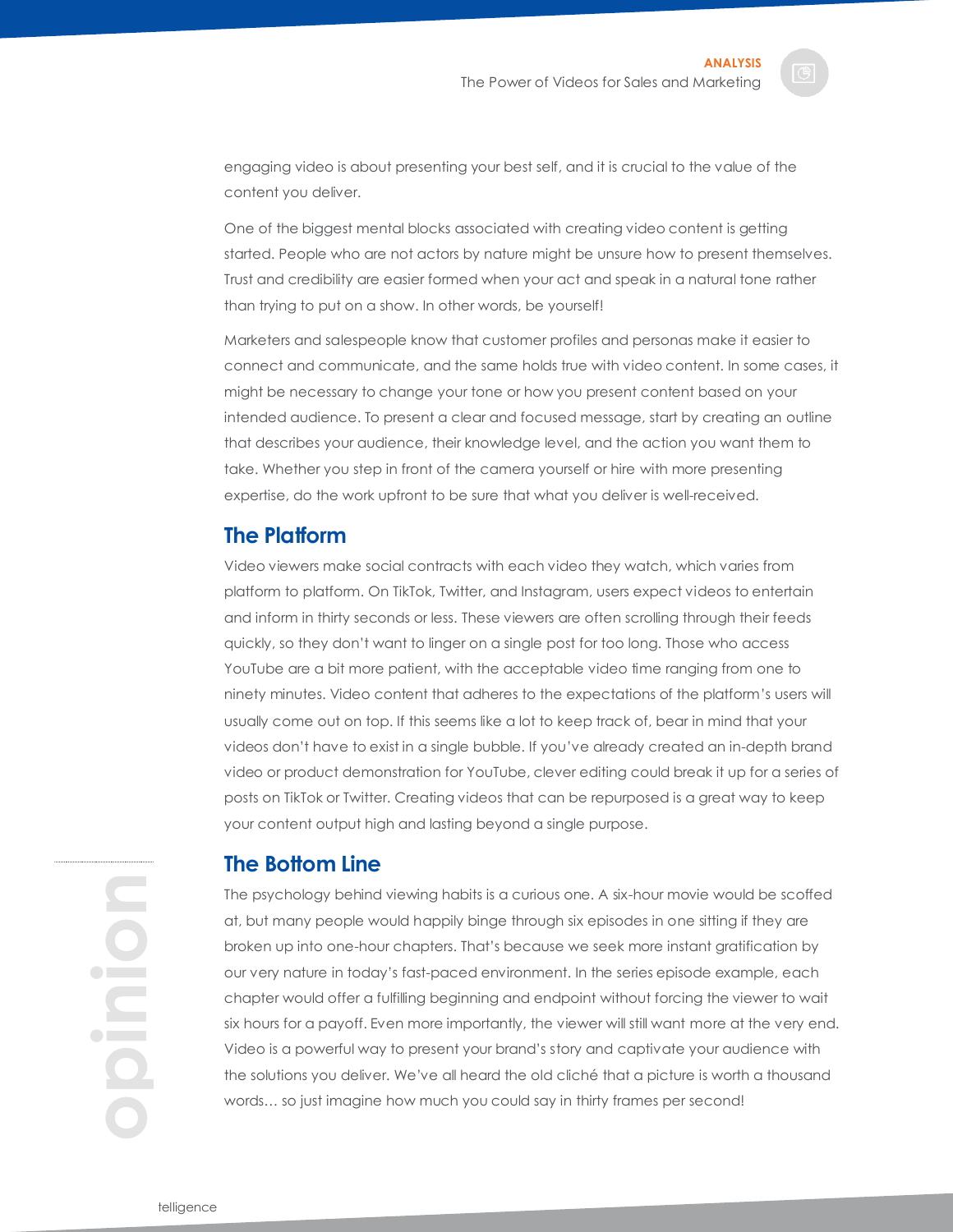engaging video is about presenting your best self, and it is crucial to the value of the content you deliver.

One of the biggest mental blocks associated with creating video content is getting started. People who are not actors by nature might be unsure how to present themselves. Trust and credibility are easier formed when your act and speak in a natural tone rather than trying to put on a show. In other words, be yourself!

Marketers and salespeople know that customer profiles and personas make it easier to connect and communicate, and the same holds true with video content. In some cases, it might be necessary to change your tone or how you present content based on your intended audience. To present a clear and focused message, start by creating an outline that describes your audience, their knowledge level, and the action you want them to take. Whether you step in front of the camera yourself or hire with more presenting expertise, do the work upfront to be sure that what you deliver is well-received.

## The Platform

Video viewers make social contracts with each video they watch, which varies from platform to platform. On TikTok, Twitter, and Instagram, users expect videos to entertain and inform in thirty seconds or less. These viewers are often scrolling through their feeds quickly, so they don't want to linger on a single post for too long. Those who access YouTube are a bit more patient, with the acceptable video time ranging from one to ninety minutes. Video content that adheres to the expectations of the platform's users will usually come out on top. If this seems like a lot to keep track of, bear in mind that your videos don't have to exist in a single bubble. If you've already created an in-depth brand video or product demonstration for YouTube, clever editing could break it up for a series of posts on TikTok or Twitter. Creating videos that can be repurposed is a great way to keep your content output high and lasting beyond a single purpose.

## The Bottom Line

The psychology behind viewing habits is a curious one. A six-hour movie would be scoffed at, but many people would happily binge through six episodes in one sitting if they are broken up into one-hour chapters. That's because we seek more instant gratification by our very nature in today's fast-paced environment. In the series episode example, each chapter would offer a fulfilling beginning and endpoint without forcing the viewer to wait six hours for a payoff. Even more importantly, the viewer will still want more at the very end. Video is a powerful way to present your brand's story and captivate your audience with the solutions you deliver. We've all heard the old cliché that a picture is worth a thousand words… so just imagine how much you could say in thirty frames per second!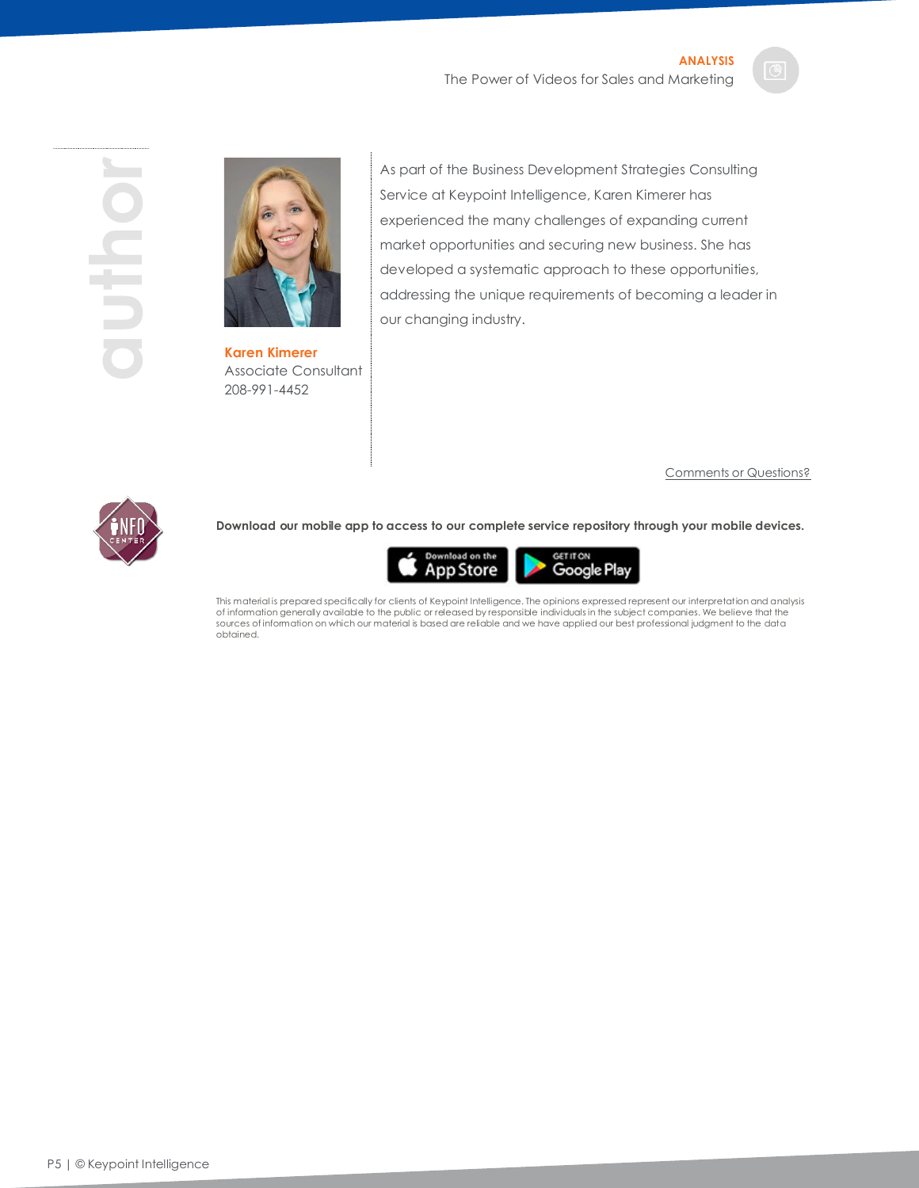# author

**Karen Kimerer**
Associate Consultant
208-991-4452

As part of the Business Development Strategies Consulting Service at Keypoint Intelligence, Karen Kimerer has experienced the many challenges of expanding current market opportunities and securing new business. She has developed a systematic approach to these opportunities, addressing the unique requirements of becoming a leader in our changing industry.

Comments or Questions?

**Download our mobile app to access to our complete service repository through your mobile devices.**

This material is prepared specifically for clients of Keypoint Intelligence. The opinions expressed represent our interpretation and analysis of information generally available to the public or released by responsible individuals in the subject companies. We believe that the sources of information on which our material is based are reliable and we have applied our best professional judgment to the data obtained.